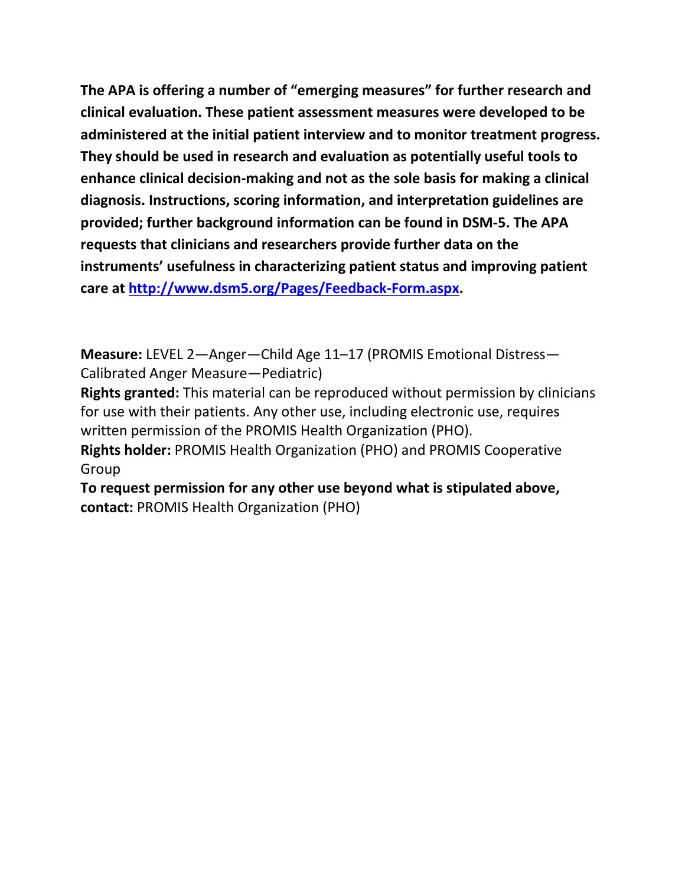**The APA is offering a number of "emerging measures" for further research and clinical evaluation. These patient assessment measures were developed to be administered at the initial patient interview and to monitor treatment progress. They should be used in research and evaluation as potentially useful tools to enhance clinical decision-making and not as the sole basis for making a clinical diagnosis. Instructions, scoring information, and interpretation guidelines are provided; further background information can be found in DSM-5. The APA requests that clinicians and researchers provide further data on the instruments' usefulness in characterizing patient status and improving patient care at [http://www.dsm5.org/Pages/Feedback-Form.aspx](http://www.dsm5.org/Pages/Feedback-Form.aspx).**

**Measure:** LEVEL 2—Anger—Child Age 11–17 (PROMIS Emotional Distress—Calibrated Anger Measure—Pediatric)

**Rights granted:** This material can be reproduced without permission by clinicians for use with their patients. Any other use, including electronic use, requires written permission of the PROMIS Health Organization (PHO).

**Rights holder:** PROMIS Health Organization (PHO) and PROMIS Cooperative Group

**To request permission for any other use beyond what is stipulated above, contact:** PROMIS Health Organization (PHO)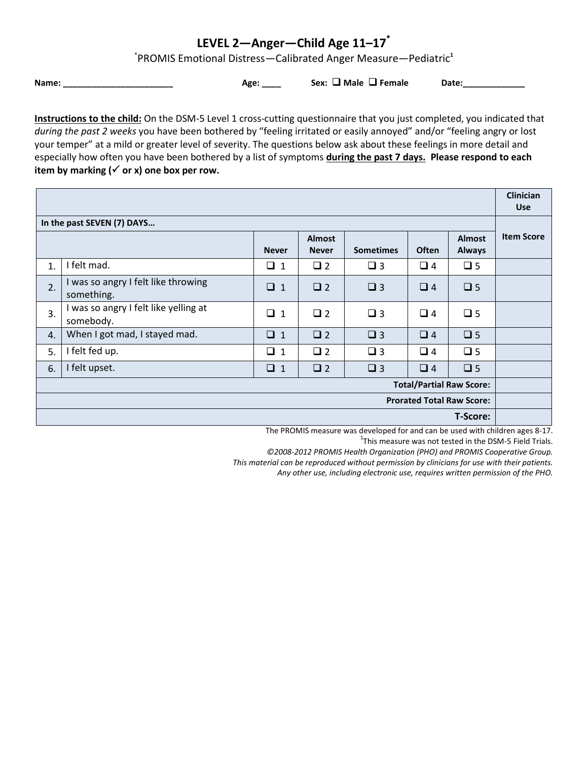# LEVEL 2—Anger—Child Age 11–17*

*PROMIS Emotional Distress—Calibrated Anger Measure—Pediatric[1]

**Name:** _______________________ **Age:** ____ **Sex:** ❑ **Male** ❑ **Female** **Date:**_____________

**Instructions to the child:** On the DSM-5 Level 1 cross-cutting questionnaire that you just completed, you indicated that *during the past 2 weeks* you have been bothered by "feeling irritated or easily annoyed" and/or "feeling angry or lost your temper" at a mild or greater level of severity. The questions below ask about these feelings in more detail and especially how often you have been bothered by a list of symptoms **during the past 7 days. Please respond to each item by marking (✓ or x) one box per row.**

| | | | | | | | Clinician Use |
|---|---|---|---|---|---|---|---|
| **In the past SEVEN (7) DAYS…** | | | | | | | **Item Score** |
| | | **Never** | **Almost Never** | **Sometimes** | **Often** | **Almost Always** | |
| 1. | I felt mad. | ❑ 1 | ❑ 2 | ❑ 3 | ❑ 4 | ❑ 5 | |
| 2. | I was so angry I felt like throwing something. | ❑ 1 | ❑ 2 | ❑ 3 | ❑ 4 | ❑ 5 | |
| 3. | I was so angry I felt like yelling at somebody. | ❑ 1 | ❑ 2 | ❑ 3 | ❑ 4 | ❑ 5 | |
| 4. | When I got mad, I stayed mad. | ❑ 1 | ❑ 2 | ❑ 3 | ❑ 4 | ❑ 5 | |
| 5. | I felt fed up. | ❑ 1 | ❑ 2 | ❑ 3 | ❑ 4 | ❑ 5 | |
| 6. | I felt upset. | ❑ 1 | ❑ 2 | ❑ 3 | ❑ 4 | ❑ 5 | |
| | | | | | | **Total/Partial Raw Score:** | |
| | | | | | | **Prorated Total Raw Score:** | |
| | | | | | | **T-Score:** | |

The PROMIS measure was developed for and can be used with children ages 8-17.

[1]This measure was not tested in the DSM-5 Field Trials.

*©2008-2012 PROMIS Health Organization (PHO) and PROMIS Cooperative Group.*

*This material can be reproduced without permission by clinicians for use with their patients.*

*Any other use, including electronic use, requires written permission of the PHO.*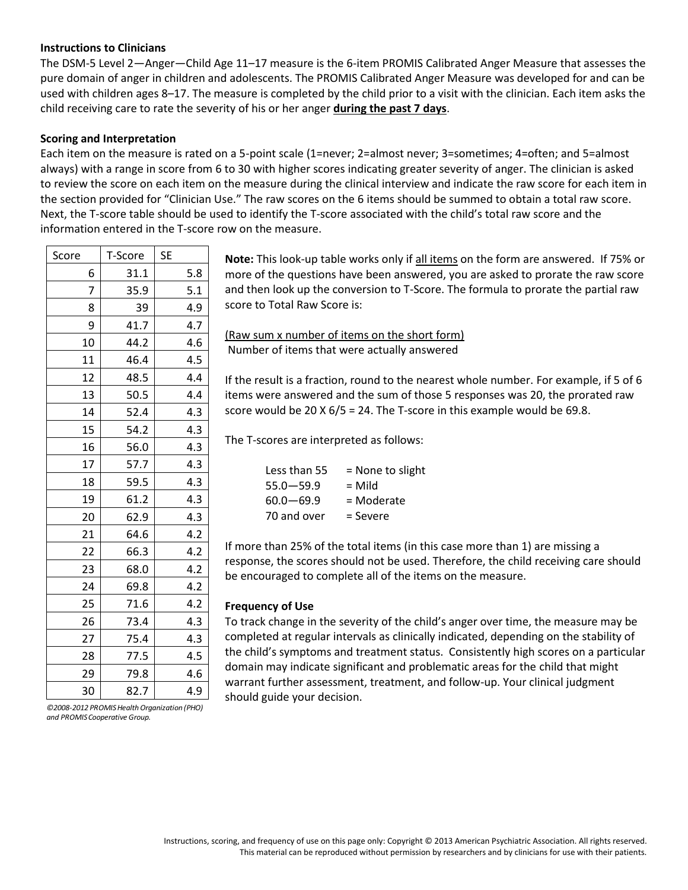**Instructions to Clinicians**

The DSM-5 Level 2—Anger—Child Age 11–17 measure is the 6-item PROMIS Calibrated Anger Measure that assesses the pure domain of anger in children and adolescents. The PROMIS Calibrated Anger Measure was developed for and can be used with children ages 8–17. The measure is completed by the child prior to a visit with the clinician. Each item asks the child receiving care to rate the severity of his or her anger **during the past 7 days**.

**Scoring and Interpretation**

Each item on the measure is rated on a 5-point scale (1=never; 2=almost never; 3=sometimes; 4=often; and 5=almost always) with a range in score from 6 to 30 with higher scores indicating greater severity of anger. The clinician is asked to review the score on each item on the measure during the clinical interview and indicate the raw score for each item in the section provided for "Clinician Use." The raw scores on the 6 items should be summed to obtain a total raw score. Next, the T-score table should be used to identify the T-score associated with the child's total raw score and the information entered in the T-score row on the measure.

| Score | T-Score | SE |
|---|---|---|
| 6 | 31.1 | 5.8 |
| 7 | 35.9 | 5.1 |
| 8 | 39 | 4.9 |
| 9 | 41.7 | 4.7 |
| 10 | 44.2 | 4.6 |
| 11 | 46.4 | 4.5 |
| 12 | 48.5 | 4.4 |
| 13 | 50.5 | 4.4 |
| 14 | 52.4 | 4.3 |
| 15 | 54.2 | 4.3 |
| 16 | 56.0 | 4.3 |
| 17 | 57.7 | 4.3 |
| 18 | 59.5 | 4.3 |
| 19 | 61.2 | 4.3 |
| 20 | 62.9 | 4.3 |
| 21 | 64.6 | 4.2 |
| 22 | 66.3 | 4.2 |
| 23 | 68.0 | 4.2 |
| 24 | 69.8 | 4.2 |
| 25 | 71.6 | 4.2 |
| 26 | 73.4 | 4.3 |
| 27 | 75.4 | 4.3 |
| 28 | 77.5 | 4.5 |
| 29 | 79.8 | 4.6 |
| 30 | 82.7 | 4.9 |

*©2008-2012 PROMIS Health Organization (PHO) and PROMIS Cooperative Group.*

**Note:** This look-up table works only if <u>all items</u> on the form are answered. If 75% or more of the questions have been answered, you are asked to prorate the raw score and then look up the conversion to T-Score. The formula to prorate the partial raw score to Total Raw Score is:

$$\frac{\text{Raw sum x number of items on the short form}}{\text{Number of items that were actually answered}}$$

If the result is a fraction, round to the nearest whole number. For example, if 5 of 6 items were answered and the sum of those 5 responses was 20, the prorated raw score would be 20 X 6/5 = 24. The T-score in this example would be 69.8.

The T-scores are interpreted as follows:

- Less than 55 = None to slight
- 55.0—59.9 = Mild
- 60.0—69.9 = Moderate
- 70 and over = Severe

If more than 25% of the total items (in this case more than 1) are missing a response, the scores should not be used. Therefore, the child receiving care should be encouraged to complete all of the items on the measure.

**Frequency of Use**

To track change in the severity of the child's anger over time, the measure may be completed at regular intervals as clinically indicated, depending on the stability of the child's symptoms and treatment status. Consistently high scores on a particular domain may indicate significant and problematic areas for the child that might warrant further assessment, treatment, and follow-up. Your clinical judgment should guide your decision.

Instructions, scoring, and frequency of use on this page only: Copyright © 2013 American Psychiatric Association. All rights reserved. This material can be reproduced without permission by researchers and by clinicians for use with their patients.